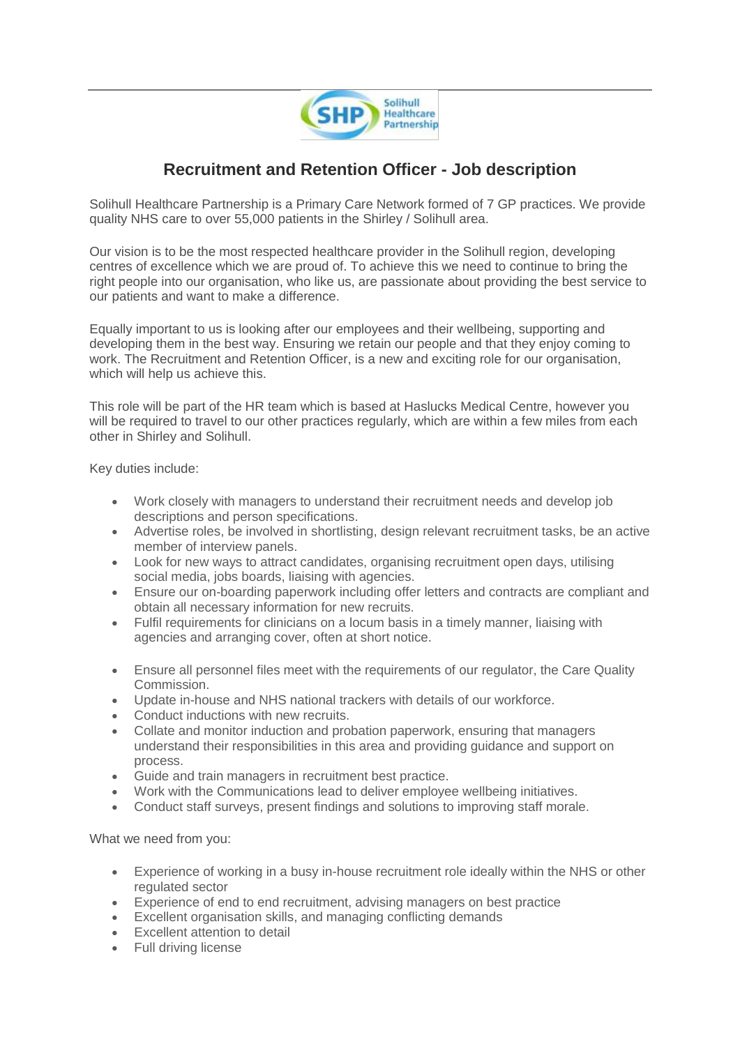# Recruitment and Retention Officer - Job description

Solihull Healthcare Partnership is a Primary Care Network formed of 7 GP practices. We provide quality NHS care to over 55,000 patients in the Shirley / Solihull area.

Our vision is to be the most respected healthcare provider in the Solihull region, developing centres of excellence which we are proud of. To achieve this we need to continue to bring the right people into our organisation, who like us, are passionate about providing the best service to our patients and want to make a difference.

Equally important to us is looking after our employees and their wellbeing, supporting and developing them in the best way. Ensuring we retain our people and that they enjoy coming to work. The Recruitment and Retention Officer, is a new and exciting role for our organisation, which will help us achieve this.

This role will be part of the HR team which is based at Haslucks Medical Centre, however you will be required to travel to our other practices regularly, which are within a few miles from each other in Shirley and Solihull.

Key duties include:

- Work closely with managers to understand their recruitment needs and develop job descriptions and person specifications.
- Advertise roles, be involved in shortlisting, design relevant recruitment tasks, be an active member of interview panels.
- Look for new ways to attract candidates, organising recruitment open days, utilising social media, jobs boards, liaising with agencies.
- Ensure our on-boarding paperwork including offer letters and contracts are compliant and obtain all necessary information for new recruits.
- Fulfil requirements for clinicians on a locum basis in a timely manner, liaising with agencies and arranging cover, often at short notice.

- Ensure all personnel files meet with the requirements of our regulator, the Care Quality Commission.
- Update in-house and NHS national trackers with details of our workforce.
- Conduct inductions with new recruits.
- Collate and monitor induction and probation paperwork, ensuring that managers understand their responsibilities in this area and providing guidance and support on process.
- Guide and train managers in recruitment best practice.
- Work with the Communications lead to deliver employee wellbeing initiatives.
- Conduct staff surveys, present findings and solutions to improving staff morale.

What we need from you:

- Experience of working in a busy in-house recruitment role ideally within the NHS or other regulated sector
- Experience of end to end recruitment, advising managers on best practice
- Excellent organisation skills, and managing conflicting demands
- Excellent attention to detail
- Full driving license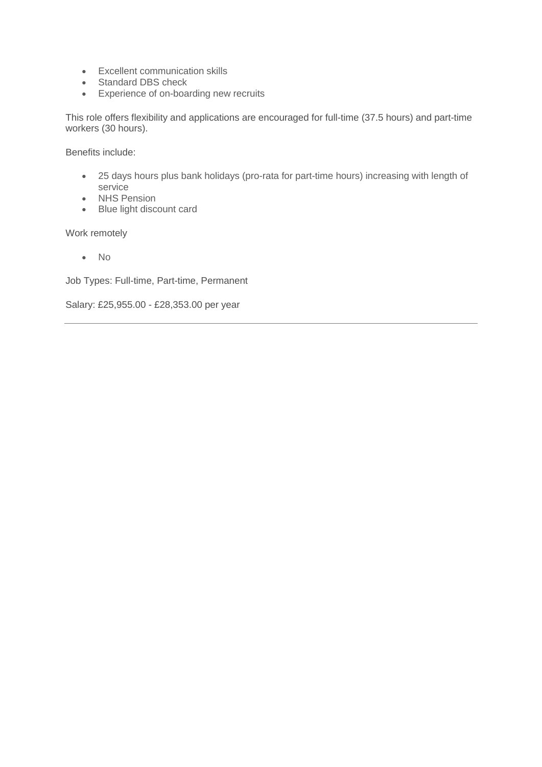- Excellent communication skills
- Standard DBS check
- Experience of on-boarding new recruits

This role offers flexibility and applications are encouraged for full-time (37.5 hours) and part-time workers (30 hours).

Benefits include:

- 25 days hours plus bank holidays (pro-rata for part-time hours) increasing with length of service
- NHS Pension
- Blue light discount card

Work remotely

- No

Job Types: Full-time, Part-time, Permanent

Salary: £25,955.00 - £28,353.00 per year

---